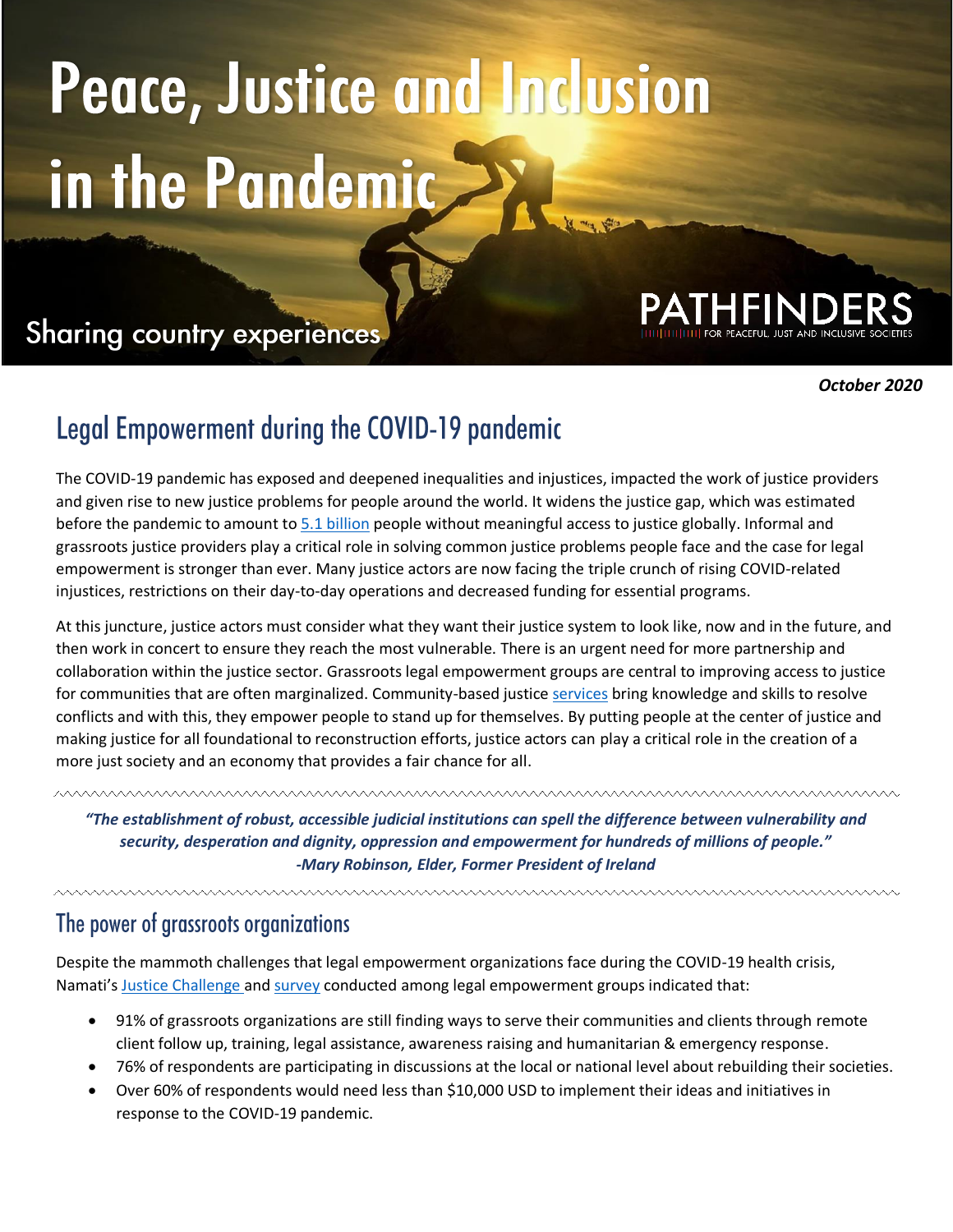# Peace, Justice and Inclusion in the Pandemic

Sharing country experiences

PATHFINDERS
FOR PEACEFUL, JUST AND INCLUSIVE SOCIETIES

*October 2020*

## Legal Empowerment during the COVID-19 pandemic

The COVID-19 pandemic has exposed and deepened inequalities and injustices, impacted the work of justice providers and given rise to new justice problems for people around the world. It widens the justice gap, which was estimated before the pandemic to amount to 5.1 billion people without meaningful access to justice globally. Informal and grassroots justice providers play a critical role in solving common justice problems people face and the case for legal empowerment is stronger than ever. Many justice actors are now facing the triple crunch of rising COVID-related injustices, restrictions on their day-to-day operations and decreased funding for essential programs.

At this juncture, justice actors must consider what they want their justice system to look like, now and in the future, and then work in concert to ensure they reach the most vulnerable. There is an urgent need for more partnership and collaboration within the justice sector. Grassroots legal empowerment groups are central to improving access to justice for communities that are often marginalized. Community-based justice services bring knowledge and skills to resolve conflicts and with this, they empower people to stand up for themselves. By putting people at the center of justice and making justice for all foundational to reconstruction efforts, justice actors can play a critical role in the creation of a more just society and an economy that provides a fair chance for all.

***"The establishment of robust, accessible judicial institutions can spell the difference between vulnerability and security, desperation and dignity, oppression and empowerment for hundreds of millions of people."***
***-Mary Robinson, Elder, Former President of Ireland***

## The power of grassroots organizations

Despite the mammoth challenges that legal empowerment organizations face during the COVID-19 health crisis, Namati's Justice Challenge and survey conducted among legal empowerment groups indicated that:

- 91% of grassroots organizations are still finding ways to serve their communities and clients through remote client follow up, training, legal assistance, awareness raising and humanitarian & emergency response.
- 76% of respondents are participating in discussions at the local or national level about rebuilding their societies.
- Over 60% of respondents would need less than $10,000 USD to implement their ideas and initiatives in response to the COVID-19 pandemic.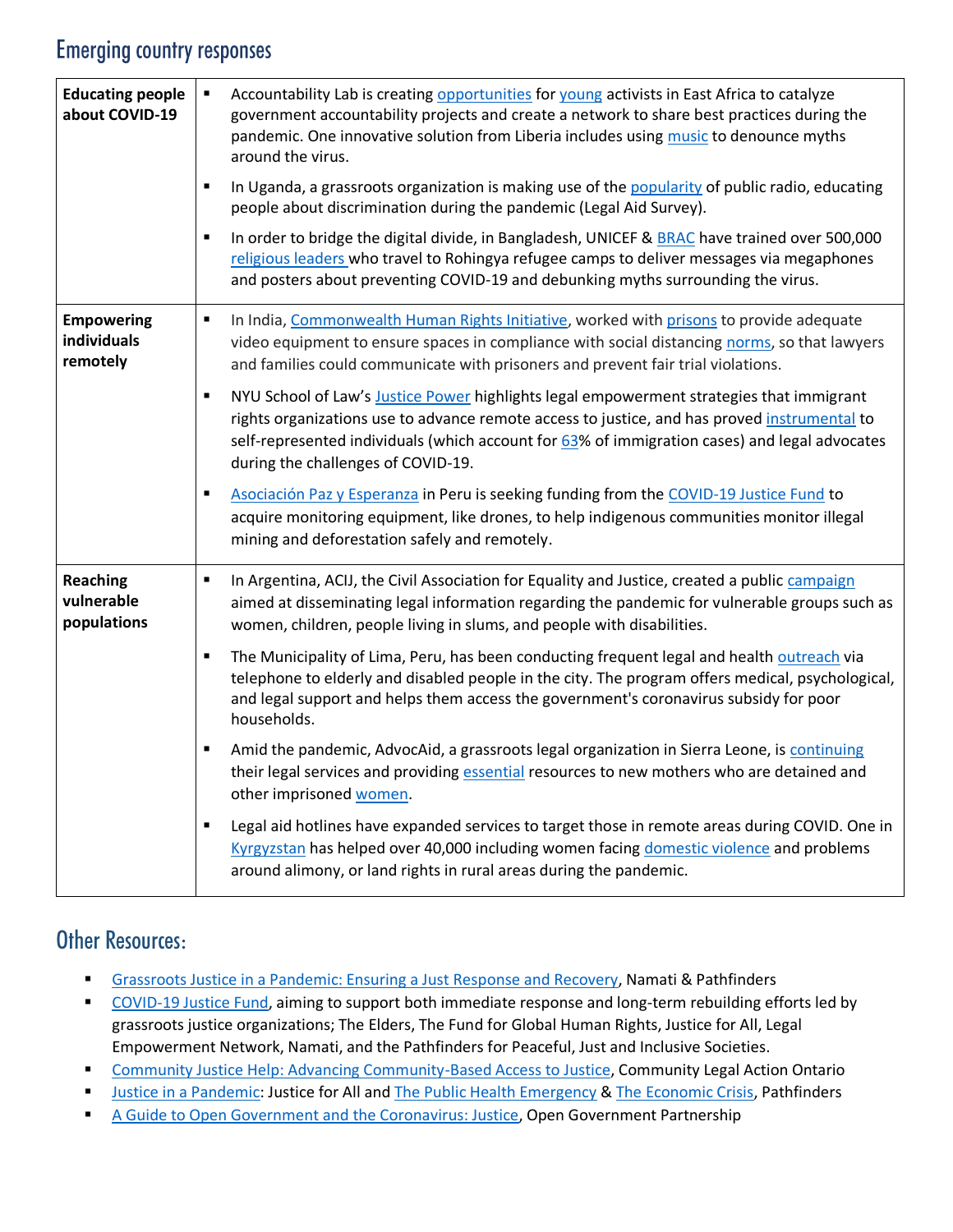## Emerging country responses

| | |
|---|---|
| **Educating people about COVID-19** | ▪ Accountability Lab is creating opportunities for young activists in East Africa to catalyze government accountability projects and create a network to share best practices during the pandemic. One innovative solution from Liberia includes using music to denounce myths around the virus.<br>▪ In Uganda, a grassroots organization is making use of the popularity of public radio, educating people about discrimination during the pandemic (Legal Aid Survey).<br>▪ In order to bridge the digital divide, in Bangladesh, UNICEF & BRAC have trained over 500,000 religious leaders who travel to Rohingya refugee camps to deliver messages via megaphones and posters about preventing COVID-19 and debunking myths surrounding the virus. |
| **Empowering individuals remotely** | ▪ In India, Commonwealth Human Rights Initiative, worked with prisons to provide adequate video equipment to ensure spaces in compliance with social distancing norms, so that lawyers and families could communicate with prisoners and prevent fair trial violations.<br>▪ NYU School of Law's Justice Power highlights legal empowerment strategies that immigrant rights organizations use to advance remote access to justice, and has proved instrumental to self-represented individuals (which account for 63% of immigration cases) and legal advocates during the challenges of COVID-19.<br>▪ Asociación Paz y Esperanza in Peru is seeking funding from the COVID-19 Justice Fund to acquire monitoring equipment, like drones, to help indigenous communities monitor illegal mining and deforestation safely and remotely. |
| **Reaching vulnerable populations** | ▪ In Argentina, ACIJ, the Civil Association for Equality and Justice, created a public campaign aimed at disseminating legal information regarding the pandemic for vulnerable groups such as women, children, people living in slums, and people with disabilities.<br>▪ The Municipality of Lima, Peru, has been conducting frequent legal and health outreach via telephone to elderly and disabled people in the city. The program offers medical, psychological, and legal support and helps them access the government's coronavirus subsidy for poor households.<br>▪ Amid the pandemic, AdvocAid, a grassroots legal organization in Sierra Leone, is continuing their legal services and providing essential resources to new mothers who are detained and other imprisoned women.<br>▪ Legal aid hotlines have expanded services to target those in remote areas during COVID. One in Kyrgyzstan has helped over 40,000 including women facing domestic violence and problems around alimony, or land rights in rural areas during the pandemic. |

## Other Resources:

- Grassroots Justice in a Pandemic: Ensuring a Just Response and Recovery, Namati & Pathfinders
- COVID-19 Justice Fund, aiming to support both immediate response and long-term rebuilding efforts led by grassroots justice organizations; The Elders, The Fund for Global Human Rights, Justice for All, Legal Empowerment Network, Namati, and the Pathfinders for Peaceful, Just and Inclusive Societies.
- Community Justice Help: Advancing Community-Based Access to Justice, Community Legal Action Ontario
- Justice in a Pandemic: Justice for All and The Public Health Emergency & The Economic Crisis, Pathfinders
- A Guide to Open Government and the Coronavirus: Justice, Open Government Partnership